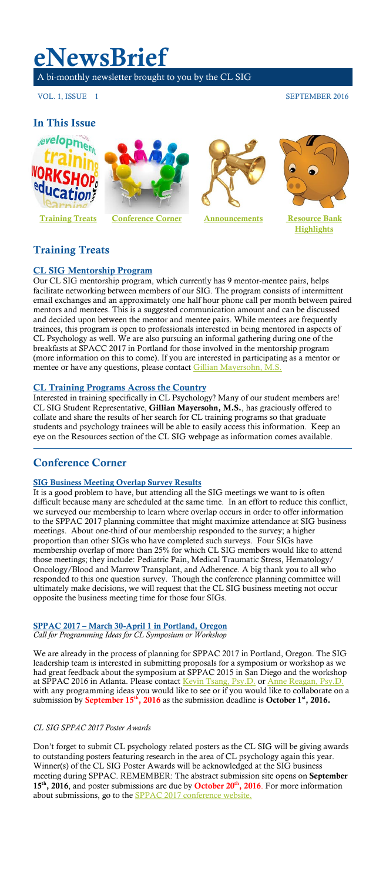# eNewsBrief

A bi-monthly newsletter brought to you by the CL SIG

VOL. 1, ISSUE 1 SEPTEMBER 2016

## In This Issue

Training Treats | Conference Corner | Announcements | Resource Bank Highlights

## Training Treats

### CL SIG Mentorship Program

Our CL SIG mentorship program, which currently has 9 mentor-mentee pairs, helps facilitate networking between members of our SIG. The program consists of intermittent email exchanges and an approximately one half hour phone call per month between paired mentors and mentees. This is a suggested communication amount and can be discussed and decided upon between the mentor and mentee pairs. While mentees are frequently trainees, this program is open to professionals interested in being mentored in aspects of CL Psychology as well. We are also pursuing an informal gathering during one of the breakfasts at SPACC 2017 in Portland for those involved in the mentorship program (more information on this to come). If you are interested in participating as a mentor or mentee or have any questions, please contact Gillian Mayersohn, M.S.

### CL Training Programs Across the Country

Interested in training specifically in CL Psychology? Many of our student members are! CL SIG Student Representative, **Gillian Mayersohn, M.S.**, has graciously offered to collate and share the results of her search for CL training programs so that graduate students and psychology trainees will be able to easily access this information. Keep an eye on the Resources section of the CL SIG webpage as information comes available.

## Conference Corner

### SIG Business Meeting Overlap Survey Results

It is a good problem to have, but attending all the SIG meetings we want to is often difficult because many are scheduled at the same time. In an effort to reduce this conflict, we surveyed our membership to learn where overlap occurs in order to offer information to the SPPAC 2017 planning committee that might maximize attendance at SIG business meetings. About one-third of our membership responded to the survey; a higher proportion than other SIGs who have completed such surveys. Four SIGs have membership overlap of more than 25% for which CL SIG members would like to attend those meetings; they include: Pediatric Pain, Medical Traumatic Stress, Hematology/Oncology/Blood and Marrow Transplant, and Adherence. A big thank you to all who responded to this one question survey. Though the conference planning committee will ultimately make decisions, we will request that the CL SIG business meeting not occur opposite the business meeting time for those four SIGs.

### SPPAC 2017 – March 30-April 1 in Portland, Oregon

*Call for Programming Ideas for CL Symposium or Workshop*

We are already in the process of planning for SPPAC 2017 in Portland, Oregon. The SIG leadership team is interested in submitting proposals for a symposium or workshop as we had great feedback about the symposium at SPPAC 2015 in San Diego and the workshop at SPPAC 2016 in Atlanta. Please contact Kevin Tsang, Psy.D. or Anne Reagan, Psy.D. with any programming ideas you would like to see or if you would like to collaborate on a submission by **September 15th, 2016** as the submission deadline is **October 1st, 2016.**

*CL SIG SPPAC 2017 Poster Awards*

Don't forget to submit CL psychology related posters as the CL SIG will be giving awards to outstanding posters featuring research in the area of CL psychology again this year. Winner(s) of the CL SIG Poster Awards will be acknowledged at the SIG business meeting during SPPAC. REMEMBER: The abstract submission site opens on **September 15th, 2016**, and poster submissions are due by **October 20th, 2016**. For more information about submissions, go to the SPPAC 2017 conference website.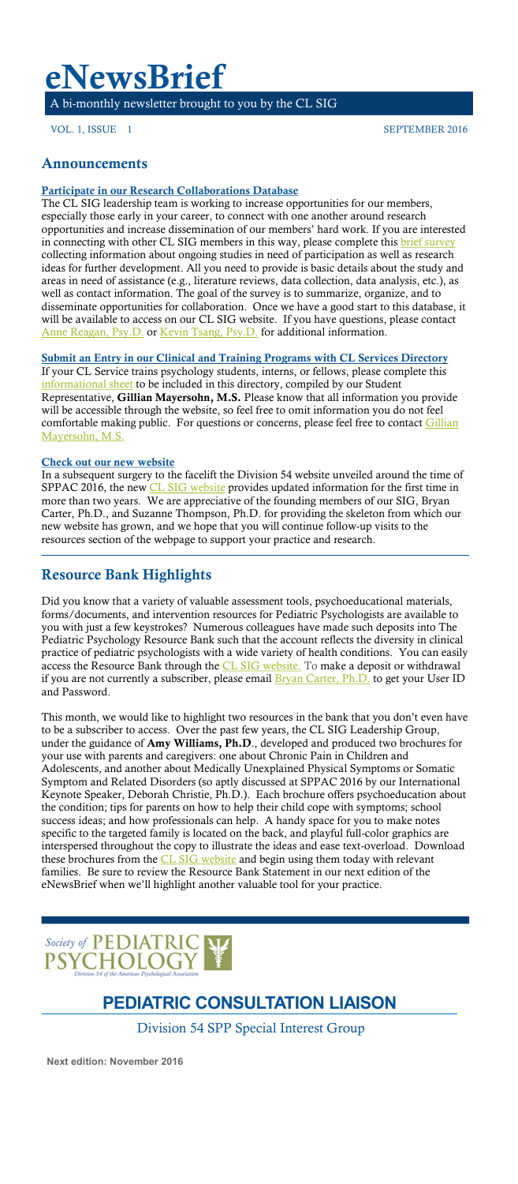# eNewsBrief

A bi-monthly newsletter brought to you by the CL SIG

VOL. 1, ISSUE 1 SEPTEMBER 2016

## Announcements

### Participate in our Research Collaborations Database

The CL SIG leadership team is working to increase opportunities for our members, especially those early in your career, to connect with one another around research opportunities and increase dissemination of our members' hard work. If you are interested in connecting with other CL SIG members in this way, please complete this brief survey collecting information about ongoing studies in need of participation as well as research ideas for further development. All you need to provide is basic details about the study and areas in need of assistance (e.g., literature reviews, data collection, data analysis, etc.), as well as contact information. The goal of the survey is to summarize, organize, and to disseminate opportunities for collaboration. Once we have a good start to this database, it will be available to access on our CL SIG website. If you have questions, please contact Anne Reagan, Psy.D. or Kevin Tsang, Psy.D. for additional information.

### Submit an Entry in our Clinical and Training Programs with CL Services Directory

If your CL Service trains psychology students, interns, or fellows, please complete this informational sheet to be included in this directory, compiled by our Student Representative, **Gillian Mayersohn, M.S.** Please know that all information you provide will be accessible through the website, so feel free to omit information you do not feel comfortable making public. For questions or concerns, please feel free to contact Gillian Mayersohn, M.S.

### Check out our new website

In a subsequent surgery to the facelift the Division 54 website unveiled around the time of SPPAC 2016, the new CL SIG website provides updated information for the first time in more than two years. We are appreciative of the founding members of our SIG, Bryan Carter, Ph.D., and Suzanne Thompson, Ph.D. for providing the skeleton from which our new website has grown, and we hope that you will continue follow-up visits to the resources section of the webpage to support your practice and research.

## Resource Bank Highlights

Did you know that a variety of valuable assessment tools, psychoeducational materials, forms/documents, and intervention resources for Pediatric Psychologists are available to you with just a few keystrokes? Numerous colleagues have made such deposits into The Pediatric Psychology Resource Bank such that the account reflects the diversity in clinical practice of pediatric psychologists with a wide variety of health conditions. You can easily access the Resource Bank through the CL SIG website. To make a deposit or withdrawal if you are not currently a subscriber, please email Bryan Carter, Ph.D. to get your User ID and Password.

This month, we would like to highlight two resources in the bank that you don't even have to be a subscriber to access. Over the past few years, the CL SIG Leadership Group, under the guidance of **Amy Williams, Ph.D**., developed and produced two brochures for your use with parents and caregivers: one about Chronic Pain in Children and Adolescents, and another about Medically Unexplained Physical Symptoms or Somatic Symptom and Related Disorders (so aptly discussed at SPPAC 2016 by our International Keynote Speaker, Deborah Christie, Ph.D.). Each brochure offers psychoeducation about the condition; tips for parents on how to help their child cope with symptoms; school success ideas; and how professionals can help. A handy space for you to make notes specific to the targeted family is located on the back, and playful full-color graphics are interspersed throughout the copy to illustrate the ideas and ease text-overload. Download these brochures from the CL SIG website and begin using them today with relevant families. Be sure to review the Resource Bank Statement in our next edition of the eNewsBrief when we'll highlight another valuable tool for your practice.

Society of PEDIATRIC PSYCHOLOGY

Division 54 of the American Psychological Association

## PEDIATRIC CONSULTATION LIAISON

Division 54 SPP Special Interest Group

**Next edition: November 2016**